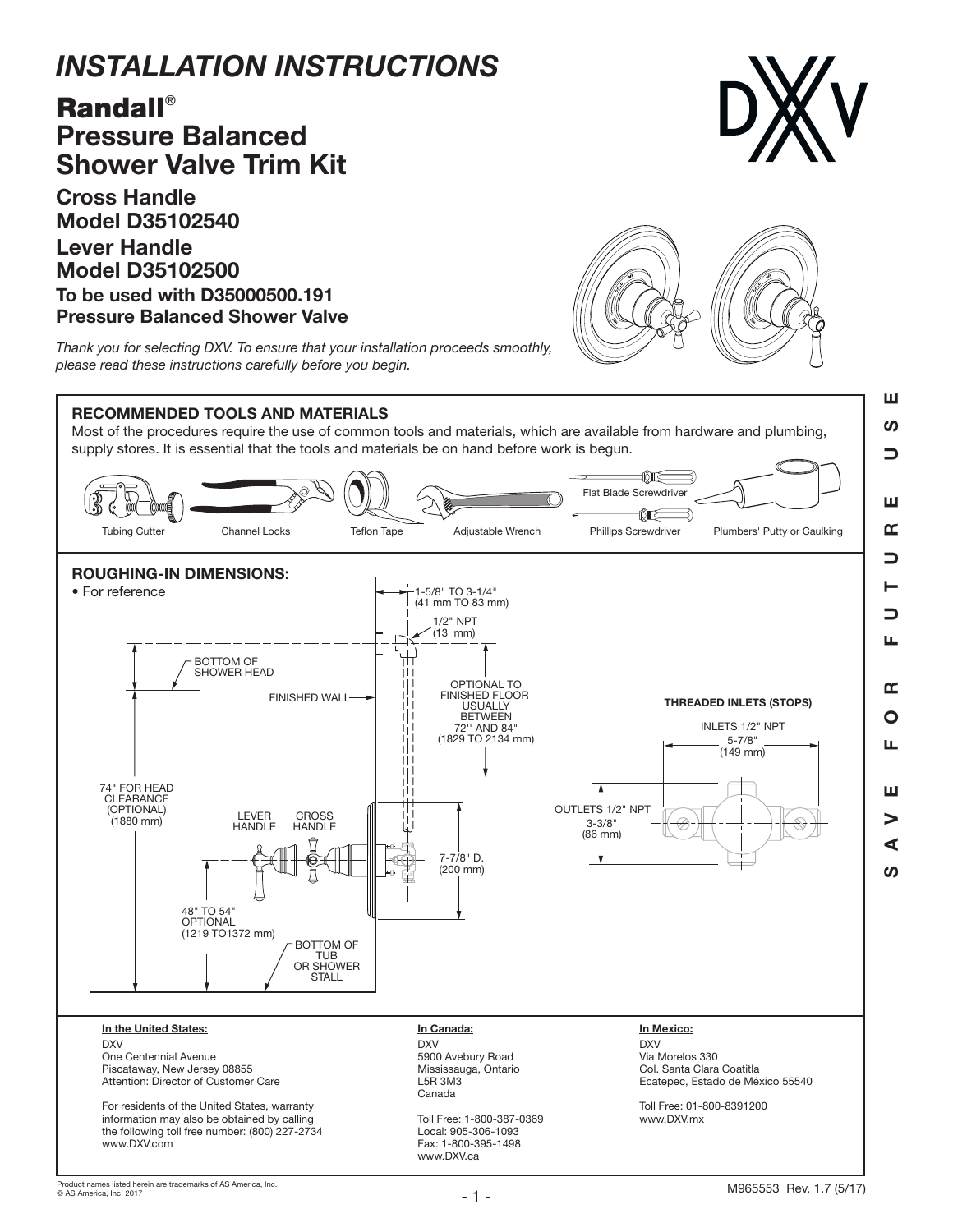# *INSTALLATION INSTRUCTIONS*

## Randall®
## Pressure Balanced Shower Valve Trim Kit

### Cross Handle Model D35102540
### Lever Handle Model D35102500
### To be used with D35000500.191 Pressure Balanced Shower Valve

*Thank you for selecting DXV. To ensure that your installation proceeds smoothly, please read these instructions carefully before you begin.*

SAVE FOR FUTURE USE

## RECOMMENDED TOOLS AND MATERIALS

Most of the procedures require the use of common tools and materials, which are available from hardware and plumbing, supply stores. It is essential that the tools and materials be on hand before work is begun.

- Tubing Cutter
- Channel Locks
- Teflon Tape
- Adjustable Wrench
- Flat Blade Screwdriver
- Phillips Screwdriver
- Plumbers' Putty or Caulking

## ROUGHING-IN DIMENSIONS:

- For reference

1-5/8" TO 3-1/4" (41 mm TO 83 mm)

1/2" NPT (13 mm)

BOTTOM OF SHOWER HEAD

FINISHED WALL

OPTIONAL TO FINISHED FLOOR USUALLY BETWEEN 72'' AND 84" (1829 TO 2134 mm)

74" FOR HEAD CLEARANCE (OPTIONAL) (1880 mm)

LEVER HANDLE

CROSS HANDLE

7-7/8" D. (200 mm)

48" TO 54" OPTIONAL (1219 TO1372 mm)

BOTTOM OF TUB OR SHOWER STALL

**THREADED INLETS (STOPS)**

INLETS 1/2" NPT

5-7/8" (149 mm)

OUTLETS 1/2" NPT

3-3/8" (86 mm)

**In the United States:**

DXV
One Centennial Avenue
Piscataway, New Jersey 08855
Attention: Director of Customer Care

For residents of the United States, warranty information may also be obtained by calling the following toll free number: (800) 227-2734
www.DXV.com

**In Canada:**

DXV
5900 Avebury Road
Mississauga, Ontario
L5R 3M3
Canada

Toll Free: 1-800-387-0369
Local: 905-306-1093
Fax: 1-800-395-1498
www.DXV.ca

**In Mexico:**

DXV
Via Morelos 330
Col. Santa Clara Coatitla
Ecatepec, Estado de México 55540

Toll Free: 01-800-8391200
www.DXV.mx

Product names listed herein are trademarks of AS America, Inc.
© AS America, Inc. 2017

M965553 Rev. 1.7 (5/17)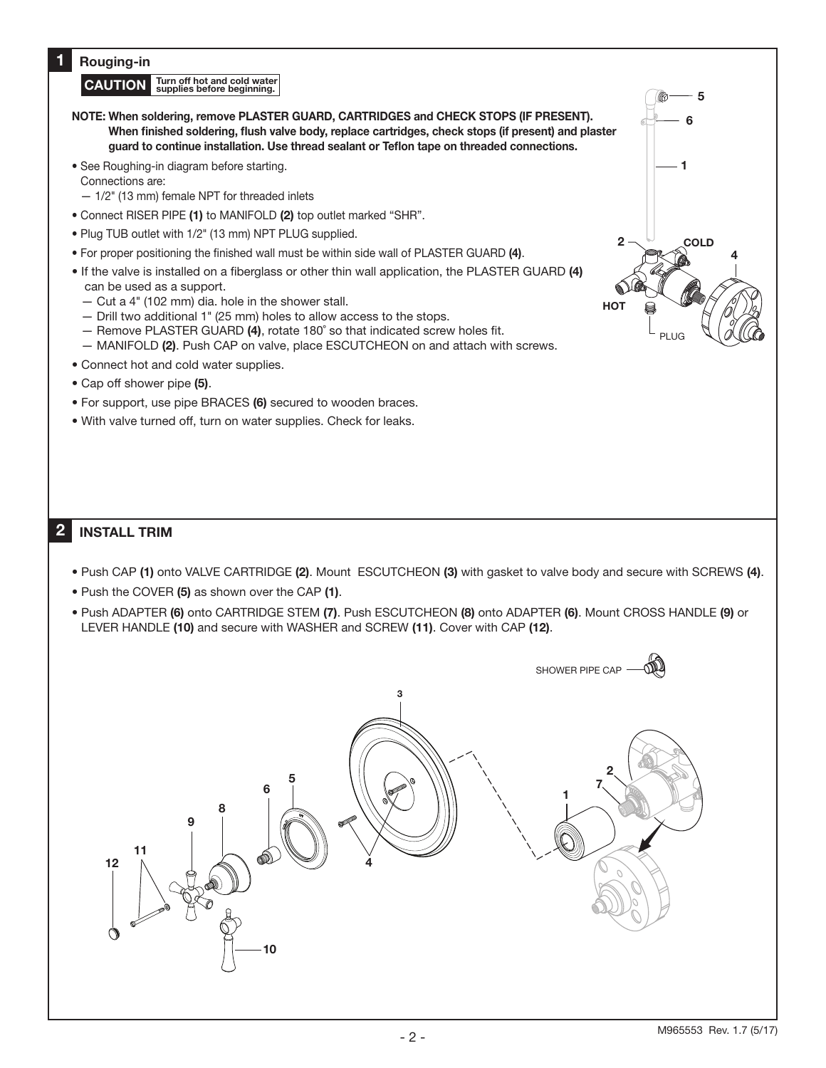## 1 Rouging-in

**CAUTION** Turn off hot and cold water supplies before beginning.

**NOTE: When soldering, remove PLASTER GUARD, CARTRIDGES and CHECK STOPS (IF PRESENT). When finished soldering, flush valve body, replace cartridges, check stops (if present) and plaster guard to continue installation. Use thread sealant or Teflon tape on threaded connections.**

- See Roughing-in diagram before starting.
  Connections are:
  — 1/2" (13 mm) female NPT for threaded inlets
- Connect RISER PIPE **(1)** to MANIFOLD **(2)** top outlet marked "SHR".
- Plug TUB outlet with 1/2" (13 mm) NPT PLUG supplied.
- For proper positioning the finished wall must be within side wall of PLASTER GUARD **(4)**.
- If the valve is installed on a fiberglass or other thin wall application, the PLASTER GUARD **(4)** can be used as a support.
  — Cut a 4" (102 mm) dia. hole in the shower stall.
  — Drill two additional 1" (25 mm) holes to allow access to the stops.
  — Remove PLASTER GUARD **(4)**, rotate 180˚ so that indicated screw holes fit.
  — MANIFOLD **(2)**. Push CAP on valve, place ESCUTCHEON on and attach with screws.
- Connect hot and cold water supplies.
- Cap off shower pipe **(5)**.
- For support, use pipe BRACES **(6)** secured to wooden braces.
- With valve turned off, turn on water supplies. Check for leaks.

5
6
1
2
COLD
4
HOT
PLUG

## 2 INSTALL TRIM

- Push CAP **(1)** onto VALVE CARTRIDGE **(2)**. Mount ESCUTCHEON **(3)** with gasket to valve body and secure with SCREWS **(4)**.
- Push the COVER **(5)** as shown over the CAP **(1)**.
- Push ADAPTER **(6)** onto CARTRIDGE STEM **(7)**. Push ESCUTCHEON **(8)** onto ADAPTER **(6)**. Mount CROSS HANDLE **(9)** or LEVER HANDLE **(10)** and secure with WASHER and SCREW **(11)**. Cover with CAP **(12)**.

SHOWER PIPE CAP

3
5
6
8
9
11
12
4
10
1
2
7

M965553 Rev. 1.7 (5/17)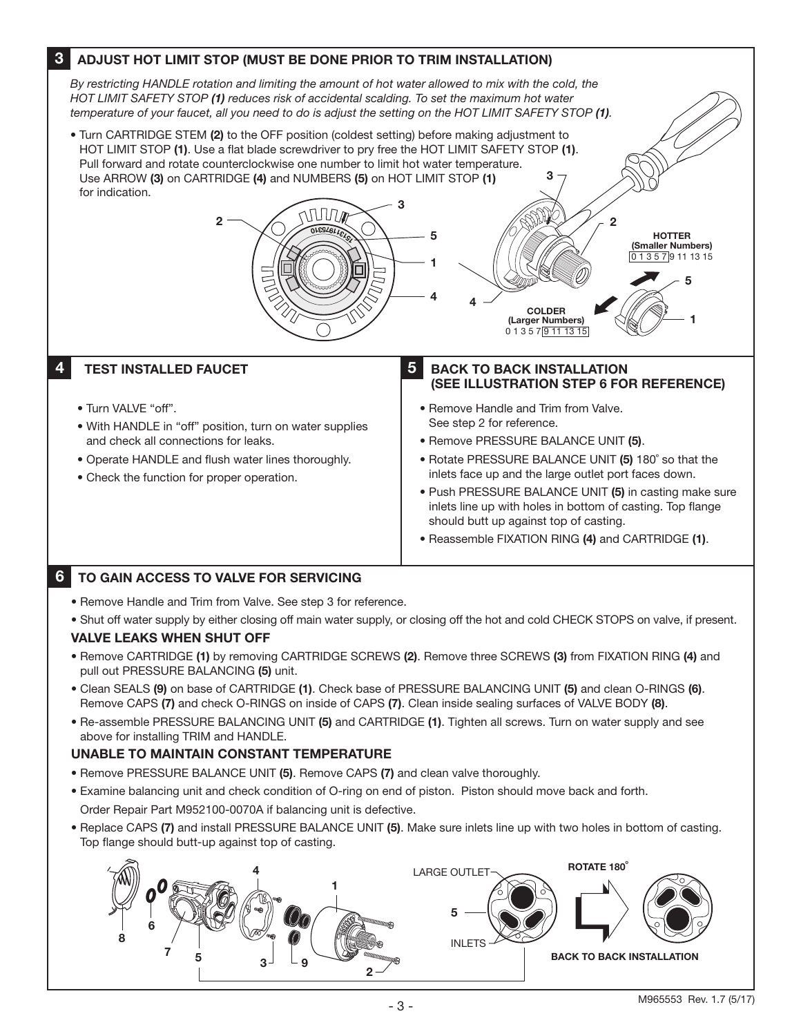## 3 ADJUST HOT LIMIT STOP (MUST BE DONE PRIOR TO TRIM INSTALLATION)

*By restricting HANDLE rotation and limiting the amount of hot water allowed to mix with the cold, the HOT LIMIT SAFETY STOP **(1)** reduces risk of accidental scalding. To set the maximum hot water temperature of your faucet, all you need to do is adjust the setting on the HOT LIMIT SAFETY STOP **(1)**.*

- Turn CARTRIDGE STEM **(2)** to the OFF position (coldest setting) before making adjustment to HOT LIMIT STOP **(1)**. Use a flat blade screwdriver to pry free the HOT LIMIT SAFETY STOP **(1)**. Pull forward and rotate counterclockwise one number to limit hot water temperature. Use ARROW **(3)** on CARTRIDGE **(4)** and NUMBERS **(5)** on HOT LIMIT STOP **(1)** for indication.

HOTTER (Smaller Numbers) 0 1 3 5 7 9 11 13 15

COLDER (Larger Numbers) 0 1 3 5 7 9 11 13 15

## 4 TEST INSTALLED FAUCET

- Turn VALVE "off".
- With HANDLE in "off" position, turn on water supplies and check all connections for leaks.
- Operate HANDLE and flush water lines thoroughly.
- Check the function for proper operation.

## 5 BACK TO BACK INSTALLATION (SEE ILLUSTRATION STEP 6 FOR REFERENCE)

- Remove Handle and Trim from Valve. See step 2 for reference.
- Remove PRESSURE BALANCE UNIT **(5)**.
- Rotate PRESSURE BALANCE UNIT **(5)** 180° so that the inlets face up and the large outlet port faces down.
- Push PRESSURE BALANCE UNIT **(5)** in casting make sure inlets line up with holes in bottom of casting. Top flange should butt up against top of casting.
- Reassemble FIXATION RING **(4)** and CARTRIDGE **(1)**.

## 6 TO GAIN ACCESS TO VALVE FOR SERVICING

- Remove Handle and Trim from Valve. See step 3 for reference.
- Shut off water supply by either closing off main water supply, or closing off the hot and cold CHECK STOPS on valve, if present.

### VALVE LEAKS WHEN SHUT OFF

- Remove CARTRIDGE **(1)** by removing CARTRIDGE SCREWS **(2)**. Remove three SCREWS **(3)** from FIXATION RING **(4)** and pull out PRESSURE BALANCING **(5)** unit.
- Clean SEALS **(9)** on base of CARTRIDGE **(1)**. Check base of PRESSURE BALANCING UNIT **(5)** and clean O-RINGS **(6)**. Remove CAPS **(7)** and check O-RINGS on inside of CAPS **(7)**. Clean inside sealing surfaces of VALVE BODY **(8)**.
- Re-assemble PRESSURE BALANCING UNIT **(5)** and CARTRIDGE **(1)**. Tighten all screws. Turn on water supply and see above for installing TRIM and HANDLE.

### UNABLE TO MAINTAIN CONSTANT TEMPERATURE

- Remove PRESSURE BALANCE UNIT **(5)**. Remove CAPS **(7)** and clean valve thoroughly.
- Examine balancing unit and check condition of O-ring on end of piston. Piston should move back and forth. Order Repair Part M952100-0070A if balancing unit is defective.
- Replace CAPS **(7)** and install PRESSURE BALANCE UNIT **(5)**. Make sure inlets line up with two holes in bottom of casting. Top flange should butt-up against top of casting.

LARGE OUTLET — INLETS — ROTATE 180° — BACK TO BACK INSTALLATION

M965553 Rev. 1.7 (5/17)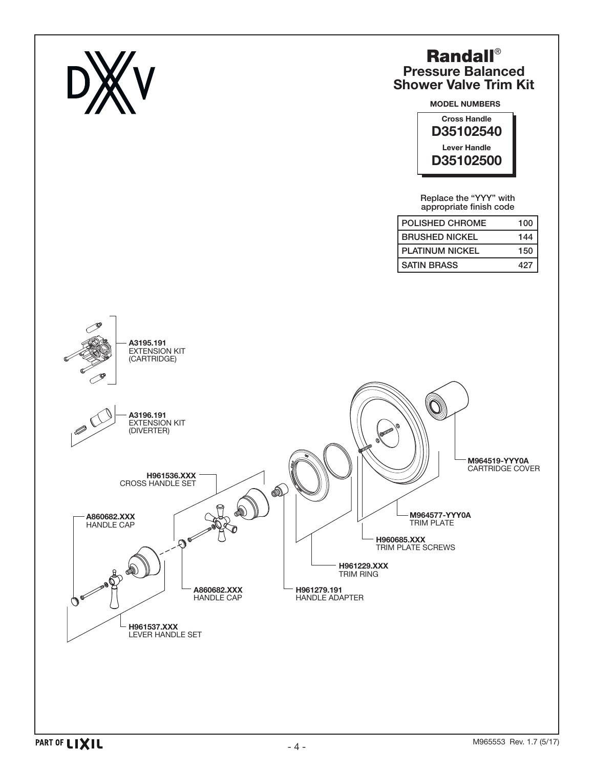DXV

# Randall®

## Pressure Balanced Shower Valve Trim Kit

**MODEL NUMBERS**

**Cross Handle**
**D35102540**

**Lever Handle**
**D35102500**

Replace the "YYY" with appropriate finish code

| | |
|---|---|
| POLISHED CHROME | 100 |
| BRUSHED NICKEL | 144 |
| PLATINUM NICKEL | 150 |
| SATIN BRASS | 427 |

**A3195.191**
EXTENSION KIT (CARTRIDGE)

**A3196.191**
EXTENSION KIT (DIVERTER)

**M964519-YYY0A**
CARTRIDGE COVER

**H961536.XXX**
CROSS HANDLE SET

**M964577-YYY0A**
TRIM PLATE

**A860682.XXX**
HANDLE CAP

**H960685.XXX**
TRIM PLATE SCREWS

**H961229.XXX**
TRIM RING

**A860682.XXX**
HANDLE CAP

**H961279.191**
HANDLE ADAPTER

**H961537.XXX**
LEVER HANDLE SET

PART OF LIXIL

M965553 Rev. 1.7 (5/17)